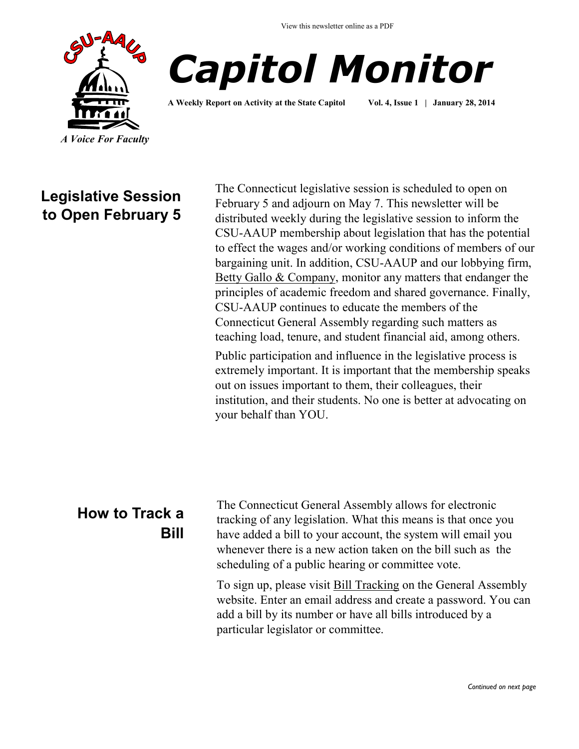View this newsletter online as a PDF

# Capitol Monitor

**A Weekly Report on Activity at the State Capitol    Vol. 4, Issue 1 | January 28, 2014**

*A Voice For Faculty*

## Legislative Session to Open February 5

The Connecticut legislative session is scheduled to open on February 5 and adjourn on May 7. This newsletter will be distributed weekly during the legislative session to inform the CSU-AAUP membership about legislation that has the potential to effect the wages and/or working conditions of members of our bargaining unit. In addition, CSU-AAUP and our lobbying firm, Betty Gallo & Company, monitor any matters that endanger the principles of academic freedom and shared governance. Finally, CSU-AAUP continues to educate the members of the Connecticut General Assembly regarding such matters as teaching load, tenure, and student financial aid, among others.

Public participation and influence in the legislative process is extremely important. It is important that the membership speaks out on issues important to them, their colleagues, their institution, and their students. No one is better at advocating on your behalf than YOU.

## How to Track a Bill

The Connecticut General Assembly allows for electronic tracking of any legislation. What this means is that once you have added a bill to your account, the system will email you whenever there is a new action taken on the bill such as the scheduling of a public hearing or committee vote.

To sign up, please visit Bill Tracking on the General Assembly website. Enter an email address and create a password. You can add a bill by its number or have all bills introduced by a particular legislator or committee.

*Continued on next page*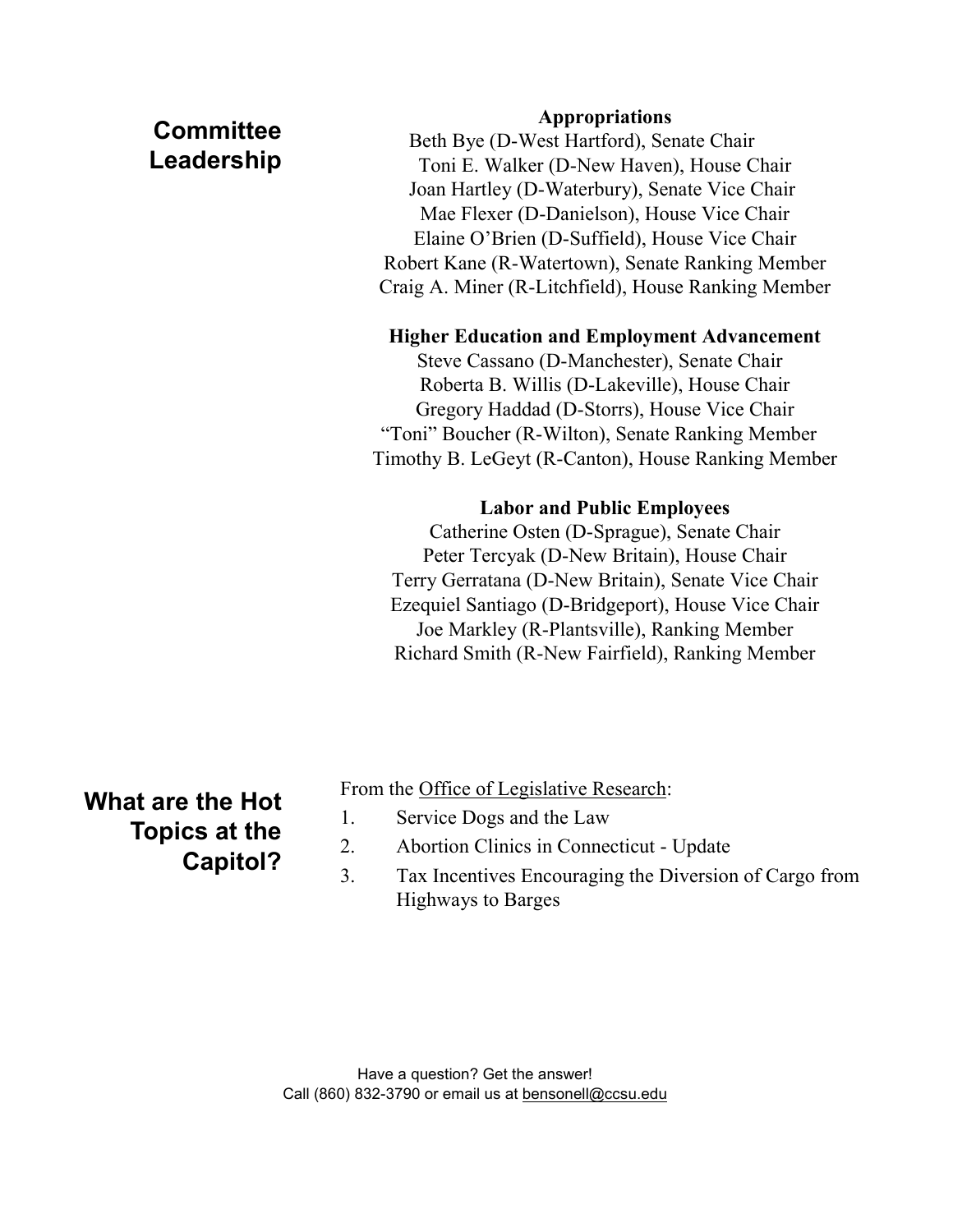## Committee Leadership

**Appropriations**

Beth Bye (D-West Hartford), Senate Chair
Toni E. Walker (D-New Haven), House Chair
Joan Hartley (D-Waterbury), Senate Vice Chair
Mae Flexer (D-Danielson), House Vice Chair
Elaine O'Brien (D-Suffield), House Vice Chair
Robert Kane (R-Watertown), Senate Ranking Member
Craig A. Miner (R-Litchfield), House Ranking Member

**Higher Education and Employment Advancement**

Steve Cassano (D-Manchester), Senate Chair
Roberta B. Willis (D-Lakeville), House Chair
Gregory Haddad (D-Storrs), House Vice Chair
"Toni" Boucher (R-Wilton), Senate Ranking Member
Timothy B. LeGeyt (R-Canton), House Ranking Member

**Labor and Public Employees**

Catherine Osten (D-Sprague), Senate Chair
Peter Tercyak (D-New Britain), House Chair
Terry Gerratana (D-New Britain), Senate Vice Chair
Ezequiel Santiago (D-Bridgeport), House Vice Chair
Joe Markley (R-Plantsville), Ranking Member
Richard Smith (R-New Fairfield), Ranking Member

## What are the Hot Topics at the Capitol?

From the Office of Legislative Research:

1. Service Dogs and the Law
2. Abortion Clinics in Connecticut - Update
3. Tax Incentives Encouraging the Diversion of Cargo from Highways to Barges

Have a question? Get the answer!
Call (860) 832-3790 or email us at bensonell@ccsu.edu